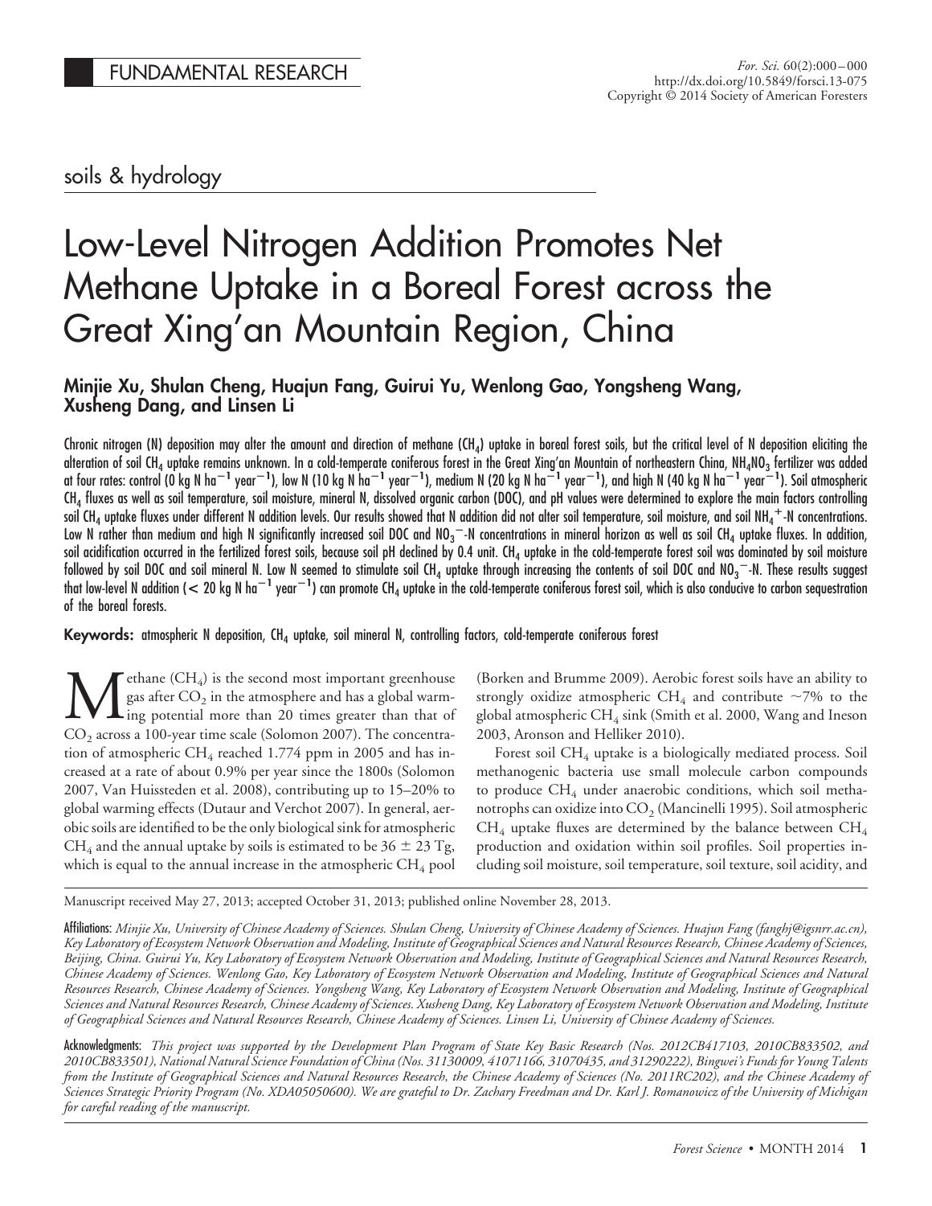FUNDAMENTAL RESEARCH

soils & hydrology

# Low-Level Nitrogen Addition Promotes Net Methane Uptake in a Boreal Forest across the Great Xing'an Mountain Region, China

**Minjie Xu, Shulan Cheng, Huajun Fang, Guirui Yu, Wenlong Gao, Yongsheng Wang, Xusheng Dang, and Linsen Li**

Chronic nitrogen (N) deposition may alter the amount and direction of methane ($CH_4$) uptake in boreal forest soils, but the critical level of N deposition eliciting the alteration of soil $CH_4$ uptake remains unknown. In a cold-temperate coniferous forest in the Great Xing'an Mountain of northeastern China, $NH_4NO_3$ fertilizer was added at four rates: control (0 kg N $ha^{-1}$ $year^{-1}$), low N (10 kg N $ha^{-1}$ $year^{-1}$), medium N (20 kg N $ha^{-1}$ $year^{-1}$), and high N (40 kg N $ha^{-1}$ $year^{-1}$). Soil atmospheric $CH_4$ fluxes as well as soil temperature, soil moisture, mineral N, dissolved organic carbon (DOC), and pH values were determined to explore the main factors controlling soil $CH_4$ uptake fluxes under different N addition levels. Our results showed that N addition did not alter soil temperature, soil moisture, and soil $NH_4^+$-N concentrations. Low N rather than medium and high N significantly increased soil DOC and $NO_3^-$-N concentrations in mineral horizon as well as soil $CH_4$ uptake fluxes. In addition, soil acidification occurred in the fertilized forest soils, because soil pH declined by 0.4 unit. $CH_4$ uptake in the cold-temperate forest soil was dominated by soil moisture followed by soil DOC and soil mineral N. Low N seemed to stimulate soil $CH_4$ uptake through increasing the contents of soil DOC and $NO_3^-$-N. These results suggest that low-level N addition (< 20 kg N $ha^{-1}$ $year^{-1}$) can promote $CH_4$ uptake in the cold-temperate coniferous forest soil, which is also conducive to carbon sequestration of the boreal forests.

**Keywords:** atmospheric N deposition, $CH_4$ uptake, soil mineral N, controlling factors, cold-temperate coniferous forest

Methane ($CH_4$) is the second most important greenhouse gas after $CO_2$ in the atmosphere and has a global warming potential more than 20 times greater than that of $CO_2$ across a 100-year time scale (Solomon 2007). The concentration of atmospheric $CH_4$ reached 1.774 ppm in 2005 and has increased at a rate of about 0.9% per year since the 1800s (Solomon 2007, Van Huissteden et al. 2008), contributing up to 15–20% to global warming effects (Dutaur and Verchot 2007). In general, aerobic soils are identified to be the only biological sink for atmospheric $CH_4$ and the annual uptake by soils is estimated to be 36 ± 23 Tg, which is equal to the annual increase in the atmospheric $CH_4$ pool (Borken and Brumme 2009). Aerobic forest soils have an ability to strongly oxidize atmospheric $CH_4$ and contribute ~7% to the global atmospheric $CH_4$ sink (Smith et al. 2000, Wang and Ineson 2003, Aronson and Helliker 2010).

Forest soil $CH_4$ uptake is a biologically mediated process. Soil methanogenic bacteria use small molecule carbon compounds to produce $CH_4$ under anaerobic conditions, which soil methanotrophs can oxidize into $CO_2$ (Mancinelli 1995). Soil atmospheric $CH_4$ uptake fluxes are determined by the balance between $CH_4$ production and oxidation within soil profiles. Soil properties including soil moisture, soil temperature, soil texture, soil acidity, and

Manuscript received May 27, 2013; accepted October 31, 2013; published online November 28, 2013.

**Affiliations:** *Minjie Xu, University of Chinese Academy of Sciences. Shulan Cheng, University of Chinese Academy of Sciences. Huajun Fang (fanghj@igsnrr.ac.cn), Key Laboratory of Ecosystem Network Observation and Modeling, Institute of Geographical Sciences and Natural Resources Research, Chinese Academy of Sciences, Beijing, China. Guirui Yu, Key Laboratory of Ecosystem Network Observation and Modeling, Institute of Geographical Sciences and Natural Resources Research, Chinese Academy of Sciences. Wenlong Gao, Key Laboratory of Ecosystem Network Observation and Modeling, Institute of Geographical Sciences and Natural Resources Research, Chinese Academy of Sciences. Yongsheng Wang, Key Laboratory of Ecosystem Network Observation and Modeling, Institute of Geographical Sciences and Natural Resources Research, Chinese Academy of Sciences. Xusheng Dang, Key Laboratory of Ecosystem Network Observation and Modeling, Institute of Geographical Sciences and Natural Resources Research, Chinese Academy of Sciences. Linsen Li, University of Chinese Academy of Sciences.*

**Acknowledgments:** *This project was supported by the Development Plan Program of State Key Basic Research (Nos. 2012CB417103, 2010CB833502, and 2010CB833501), National Natural Science Foundation of China (Nos. 31130009, 41071166, 31070435, and 31290222), Bingwei's Funds for Young Talents from the Institute of Geographical Sciences and Natural Resources Research, the Chinese Academy of Sciences (No. 2011RC202), and the Chinese Academy of Sciences Strategic Priority Program (No. XDA05050600). We are grateful to Dr. Zachary Freedman and Dr. Karl J. Romanowicz of the University of Michigan for careful reading of the manuscript.*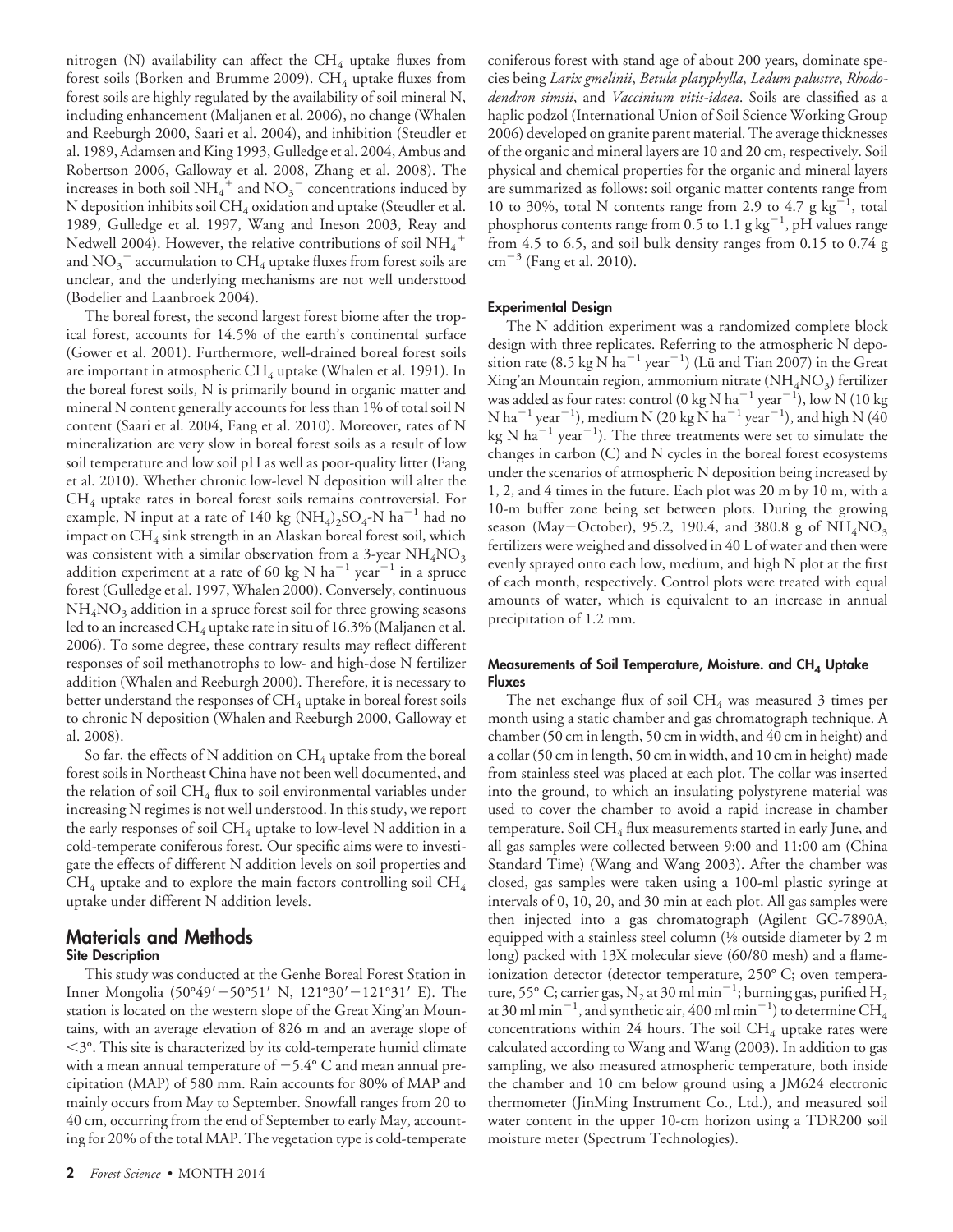nitrogen (N) availability can affect the $CH_4$ uptake fluxes from forest soils (Borken and Brumme 2009). $CH_4$ uptake fluxes from forest soils are highly regulated by the availability of soil mineral N, including enhancement (Maljanen et al. 2006), no change (Whalen and Reeburgh 2000, Saari et al. 2004), and inhibition (Steudler et al. 1989, Adamsen and King 1993, Gulledge et al. 2004, Ambus and Robertson 2006, Galloway et al. 2008, Zhang et al. 2008). The increases in both soil $NH_4^+$ and $NO_3^-$ concentrations induced by N deposition inhibits soil $CH_4$ oxidation and uptake (Steudler et al. 1989, Gulledge et al. 1997, Wang and Ineson 2003, Reay and Nedwell 2004). However, the relative contributions of soil $NH_4^+$ and $NO_3^-$ accumulation to $CH_4$ uptake fluxes from forest soils are unclear, and the underlying mechanisms are not well understood (Bodelier and Laanbroek 2004).

The boreal forest, the second largest forest biome after the tropical forest, accounts for 14.5% of the earth's continental surface (Gower et al. 2001). Furthermore, well-drained boreal forest soils are important in atmospheric $CH_4$ uptake (Whalen et al. 1991). In the boreal forest soils, N is primarily bound in organic matter and mineral N content generally accounts for less than 1% of total soil N content (Saari et al. 2004, Fang et al. 2010). Moreover, rates of N mineralization are very slow in boreal forest soils as a result of low soil temperature and low soil pH as well as poor-quality litter (Fang et al. 2010). Whether chronic low-level N deposition will alter the $CH_4$ uptake rates in boreal forest soils remains controversial. For example, N input at a rate of 140 kg $(NH_4)_2SO_4$-N $ha^{-1}$ had no impact on $CH_4$ sink strength in an Alaskan boreal forest soil, which was consistent with a similar observation from a 3-year $NH_4NO_3$ addition experiment at a rate of 60 kg N $ha^{-1}$ $year^{-1}$ in a spruce forest (Gulledge et al. 1997, Whalen 2000). Conversely, continuous $NH_4NO_3$ addition in a spruce forest soil for three growing seasons led to an increased $CH_4$ uptake rate in situ of 16.3% (Maljanen et al. 2006). To some degree, these contrary results may reflect different responses of soil methanotrophs to low- and high-dose N fertilizer addition (Whalen and Reeburgh 2000). Therefore, it is necessary to better understand the responses of $CH_4$ uptake in boreal forest soils to chronic N deposition (Whalen and Reeburgh 2000, Galloway et al. 2008).

So far, the effects of N addition on $CH_4$ uptake from the boreal forest soils in Northeast China have not been well documented, and the relation of soil $CH_4$ flux to soil environmental variables under increasing N regimes is not well understood. In this study, we report the early responses of soil $CH_4$ uptake to low-level N addition in a cold-temperate coniferous forest. Our specific aims were to investigate the effects of different N addition levels on soil properties and $CH_4$ uptake and to explore the main factors controlling soil $CH_4$ uptake under different N addition levels.

## Materials and Methods

### Site Description

This study was conducted at the Genhe Boreal Forest Station in Inner Mongolia (50°49′–50°51′ N, 121°30′–121°31′ E). The station is located on the western slope of the Great Xing'an Mountains, with an average elevation of 826 m and an average slope of <3°. This site is characterized by its cold-temperate humid climate with a mean annual temperature of −5.4° C and mean annual precipitation (MAP) of 580 mm. Rain accounts for 80% of MAP and mainly occurs from May to September. Snowfall ranges from 20 to 40 cm, occurring from the end of September to early May, accounting for 20% of the total MAP. The vegetation type is cold-temperate coniferous forest with stand age of about 200 years, dominate species being *Larix gmelinii*, *Betula platyphylla*, *Ledum palustre*, *Rhododendron simsii*, and *Vaccinium vitis-idaea*. Soils are classified as a haplic podzol (International Union of Soil Science Working Group 2006) developed on granite parent material. The average thicknesses of the organic and mineral layers are 10 and 20 cm, respectively. Soil physical and chemical properties for the organic and mineral layers are summarized as follows: soil organic matter contents range from 10 to 30%, total N contents range from 2.9 to 4.7 g $kg^{-1}$, total phosphorus contents range from 0.5 to 1.1 g $kg^{-1}$, pH values range from 4.5 to 6.5, and soil bulk density ranges from 0.15 to 0.74 g $cm^{-3}$ (Fang et al. 2010).

### Experimental Design

The N addition experiment was a randomized complete block design with three replicates. Referring to the atmospheric N deposition rate (8.5 kg N $ha^{-1}$ $year^{-1}$) (Lü and Tian 2007) in the Great Xing'an Mountain region, ammonium nitrate ($NH_4NO_3$) fertilizer was added as four rates: control (0 kg N $ha^{-1}$ $year^{-1}$), low N (10 kg N $ha^{-1}$ $year^{-1}$), medium N (20 kg N $ha^{-1}$ $year^{-1}$), and high N (40 kg N $ha^{-1}$ $year^{-1}$). The three treatments were set to simulate the changes in carbon (C) and N cycles in the boreal forest ecosystems under the scenarios of atmospheric N deposition being increased by 1, 2, and 4 times in the future. Each plot was 20 m by 10 m, with a 10-m buffer zone being set between plots. During the growing season (May–October), 95.2, 190.4, and 380.8 g of $NH_4NO_3$ fertilizers were weighed and dissolved in 40 L of water and then were evenly sprayed onto each low, medium, and high N plot at the first of each month, respectively. Control plots were treated with equal amounts of water, which is equivalent to an increase in annual precipitation of 1.2 mm.

### Measurements of Soil Temperature, Moisture. and $CH_4$ Uptake Fluxes

The net exchange flux of soil $CH_4$ was measured 3 times per month using a static chamber and gas chromatograph technique. A chamber (50 cm in length, 50 cm in width, and 40 cm in height) and a collar (50 cm in length, 50 cm in width, and 10 cm in height) made from stainless steel was placed at each plot. The collar was inserted into the ground, to which an insulating polystyrene material was used to cover the chamber to avoid a rapid increase in chamber temperature. Soil $CH_4$ flux measurements started in early June, and all gas samples were collected between 9:00 and 11:00 am (China Standard Time) (Wang and Wang 2003). After the chamber was closed, gas samples were taken using a 100-ml plastic syringe at intervals of 0, 10, 20, and 30 min at each plot. All gas samples were then injected into a gas chromatograph (Agilent GC-7890A, equipped with a stainless steel column (⅛ outside diameter by 2 m long) packed with 13X molecular sieve (60/80 mesh) and a flame-ionization detector (detector temperature, 250° C; oven temperature, 55° C; carrier gas, $N_2$ at 30 ml $min^{-1}$; burning gas, purified $H_2$ at 30 ml $min^{-1}$, and synthetic air, 400 ml $min^{-1}$) to determine $CH_4$ concentrations within 24 hours. The soil $CH_4$ uptake rates were calculated according to Wang and Wang (2003). In addition to gas sampling, we also measured atmospheric temperature, both inside the chamber and 10 cm below ground using a JM624 electronic thermometer (JinMing Instrument Co., Ltd.), and measured soil water content in the upper 10-cm horizon using a TDR200 soil moisture meter (Spectrum Technologies).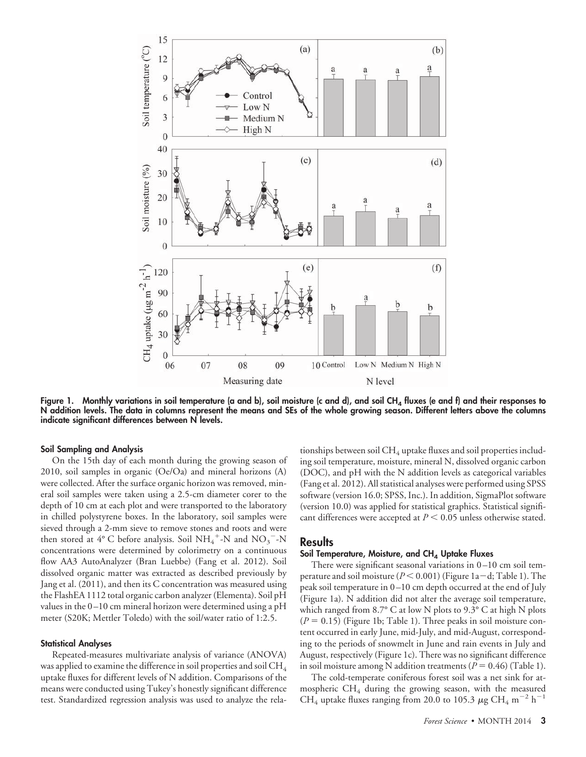Figure 1. Monthly variations in soil temperature (a and b), soil moisture (c and d), and soil $CH_4$ fluxes (e and f) and their responses to N addition levels. The data in columns represent the means and SEs of the whole growing season. Different letters above the columns indicate significant differences between N levels.

#### Soil Sampling and Analysis

On the 15th day of each month during the growing season of 2010, soil samples in organic (Oe/Oa) and mineral horizons (A) were collected. After the surface organic horizon was removed, mineral soil samples were taken using a 2.5-cm diameter corer to the depth of 10 cm at each plot and were transported to the laboratory in chilled polystyrene boxes. In the laboratory, soil samples were sieved through a 2-mm sieve to remove stones and roots and were then stored at 4° C before analysis. Soil $NH_4^+$-N and $NO_3^-$-N concentrations were determined by colorimetry on a continuous flow AA3 AutoAnalyzer (Bran Luebbe) (Fang et al. 2012). Soil dissolved organic matter was extracted as described previously by Jang et al. (2011), and then its C concentration was measured using the FlashEA 1112 total organic carbon analyzer (Elementa). Soil pH values in the 0–10 cm mineral horizon were determined using a pH meter (S20K; Mettler Toledo) with the soil/water ratio of 1:2.5.

#### Statistical Analyses

Repeated-measures multivariate analysis of variance (ANOVA) was applied to examine the difference in soil properties and soil $CH_4$ uptake fluxes for different levels of N addition. Comparisons of the means were conducted using Tukey's honestly significant difference test. Standardized regression analysis was used to analyze the relationships between soil $CH_4$ uptake fluxes and soil properties including soil temperature, moisture, mineral N, dissolved organic carbon (DOC), and pH with the N addition levels as categorical variables (Fang et al. 2012). All statistical analyses were performed using SPSS software (version 16.0; SPSS, Inc.). In addition, SigmaPlot software (version 10.0) was applied for statistical graphics. Statistical significant differences were accepted at $P < 0.05$ unless otherwise stated.

## Results

#### Soil Temperature, Moisture, and $CH_4$ Uptake Fluxes

There were significant seasonal variations in 0–10 cm soil temperature and soil moisture ($P < 0.001$) (Figure 1a–d; Table 1). The peak soil temperature in 0–10 cm depth occurred at the end of July (Figure 1a). N addition did not alter the average soil temperature, which ranged from 8.7° C at low N plots to 9.3° C at high N plots ($P = 0.15$) (Figure 1b; Table 1). Three peaks in soil moisture content occurred in early June, mid-July, and mid-August, corresponding to the periods of snowmelt in June and rain events in July and August, respectively (Figure 1c). There was no significant difference in soil moisture among N addition treatments ($P = 0.46$) (Table 1).

The cold-temperate coniferous forest soil was a net sink for atmospheric $CH_4$ during the growing season, with the measured $CH_4$ uptake fluxes ranging from 20.0 to 105.3 $\mu g\ CH_4\ m^{-2}\ h^{-1}$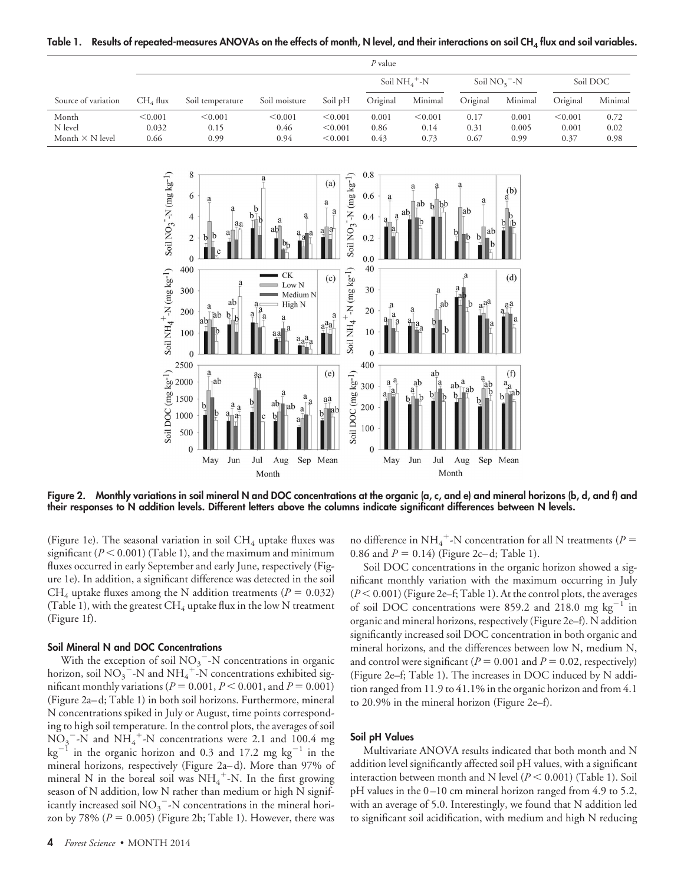**Table 1. Results of repeated-measures ANOVAs on the effects of month, N level, and their interactions on soil $CH_4$ flux and soil variables.**

| Source of variation | *P* value | | | | | | | | | |
|---|---|---|---|---|---|---|---|---|---|---|
| | | | | | Soil $NH_4^+$-N | | Soil $NO_3^-$-N | | Soil DOC | |
| | $CH_4$ flux | Soil temperature | Soil moisture | Soil pH | Original | Minimal | Original | Minimal | Original | Minimal |
| Month | <0.001 | <0.001 | <0.001 | <0.001 | 0.001 | <0.001 | 0.17 | 0.001 | <0.001 | 0.72 |
| N level | 0.032 | 0.15 | 0.46 | <0.001 | 0.86 | 0.14 | 0.31 | 0.005 | 0.001 | 0.02 |
| Month × N level | 0.66 | 0.99 | 0.94 | <0.001 | 0.43 | 0.73 | 0.67 | 0.99 | 0.37 | 0.98 |

**Figure 2. Monthly variations in soil mineral N and DOC concentrations at the organic (a, c, and e) and mineral horizons (b, d, and f) and their responses to N addition levels. Different letters above the columns indicate significant differences between N levels.**

(Figure 1e). The seasonal variation in soil $CH_4$ uptake fluxes was significant ($P < 0.001$) (Table 1), and the maximum and minimum fluxes occurred in early September and early June, respectively (Figure 1e). In addition, a significant difference was detected in the soil $CH_4$ uptake fluxes among the N addition treatments ($P = 0.032$) (Table 1), with the greatest $CH_4$ uptake flux in the low N treatment (Figure 1f).

### Soil Mineral N and DOC Concentrations

With the exception of soil $NO_3^-$-N concentrations in organic horizon, soil $NO_3^-$-N and $NH_4^+$-N concentrations exhibited significant monthly variations ($P = 0.001$, $P < 0.001$, and $P = 0.001$) (Figure 2a–d; Table 1) in both soil horizons. Furthermore, mineral N concentrations spiked in July or August, time points corresponding to high soil temperature. In the control plots, the averages of soil $NO_3^-$-N and $NH_4^+$-N concentrations were 2.1 and 100.4 mg $kg^{-1}$ in the organic horizon and 0.3 and 17.2 mg $kg^{-1}$ in the mineral horizons, respectively (Figure 2a–d). More than 97% of mineral N in the boreal soil was $NH_4^+$-N. In the first growing season of N addition, low N rather than medium or high N significantly increased soil $NO_3^-$-N concentrations in the mineral horizon by 78% ($P = 0.005$) (Figure 2b; Table 1). However, there was no difference in $NH_4^+$-N concentration for all N treatments ($P = 0.86$ and $P = 0.14$) (Figure 2c–d; Table 1).

Soil DOC concentrations in the organic horizon showed a significant monthly variation with the maximum occurring in July ($P < 0.001$) (Figure 2e–f; Table 1). At the control plots, the averages of soil DOC concentrations were 859.2 and 218.0 mg $kg^{-1}$ in organic and mineral horizons, respectively (Figure 2e–f). N addition significantly increased soil DOC concentration in both organic and mineral horizons, and the differences between low N, medium N, and control were significant ($P = 0.001$ and $P = 0.02$, respectively) (Figure 2e–f; Table 1). The increases in DOC induced by N addition ranged from 11.9 to 41.1% in the organic horizon and from 4.1 to 20.9% in the mineral horizon (Figure 2e–f).

### Soil pH Values

Multivariate ANOVA results indicated that both month and N addition level significantly affected soil pH values, with a significant interaction between month and N level ($P < 0.001$) (Table 1). Soil pH values in the 0–10 cm mineral horizon ranged from 4.9 to 5.2, with an average of 5.0. Interestingly, we found that N addition led to significant soil acidification, with medium and high N reducing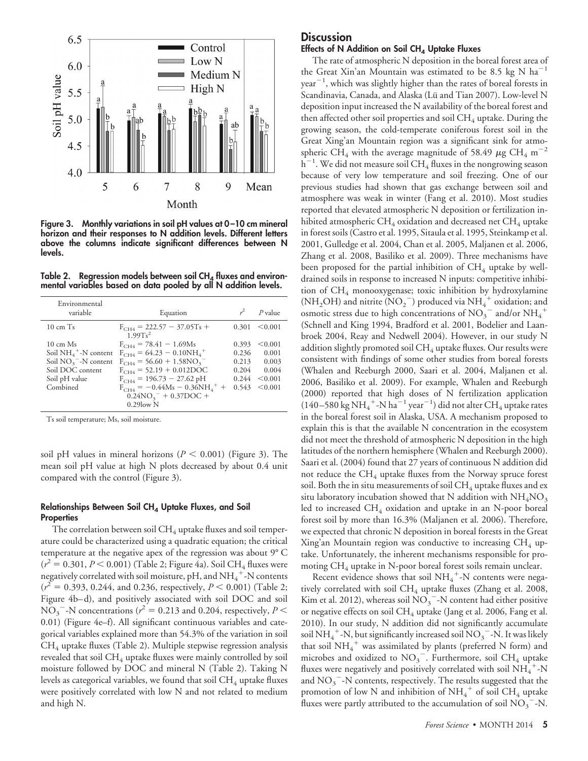Figure 3. Monthly variations in soil pH values at 0–10 cm mineral horizon and their responses to N addition levels. Different letters above the columns indicate significant differences between N levels.

Table 2. Regression models between soil $CH_4$ fluxes and environmental variables based on data pooled by all N addition levels.

| Environmental variable | Equation | $r^2$ | $P$ value |
|---|---|---|---|
| 10 cm Ts | $F_{CH4} = 222.57 - 37.05Ts + 1.99Ts^2$ | 0.301 | <0.001 |
| 10 cm Ms | $F_{CH4} = 78.41 - 1.69Ms$ | 0.393 | <0.001 |
| Soil $NH_4^+$-N content | $F_{CH4} = 64.23 - 0.10NH_4^+$ | 0.236 | 0.001 |
| Soil $NO_3^-$-N content | $F_{CH4} = 56.60 + 1.58NO_3^-$ | 0.213 | 0.003 |
| Soil DOC content | $F_{CH4} = 52.19 + 0.012DOC$ | 0.204 | 0.004 |
| Soil pH value | $F_{CH4} = 196.73 - 27.62$ pH | 0.244 | <0.001 |
| Combined | $F_{CH4} = -0.44Ms - 0.36NH_4^+ + 0.24NO_3^- + 0.37DOC + 0.29$low N | 0.543 | <0.001 |

Ts soil temperature; Ms, soil moisture.

soil pH values in mineral horizons ($P < 0.001$) (Figure 3). The mean soil pH value at high N plots decreased by about 0.4 unit compared with the control (Figure 3).

### Relationships Between Soil $CH_4$ Uptake Fluxes, and Soil Properties

The correlation between soil $CH_4$ uptake fluxes and soil temperature could be characterized using a quadratic equation; the critical temperature at the negative apex of the regression was about 9° C ($r^2 = 0.301$, $P < 0.001$) (Table 2; Figure 4a). Soil $CH_4$ fluxes were negatively correlated with soil moisture, pH, and $NH_4^+$-N contents ($r^2 = 0.393$, 0.244, and 0.236, respectively, $P < 0.001$) (Table 2; Figure 4b–d), and positively associated with soil DOC and soil $NO_3^-$-N concentrations ($r^2 = 0.213$ and 0.204, respectively, $P < 0.01$) (Figure 4e–f). All significant continuous variables and categorical variables explained more than 54.3% of the variation in soil $CH_4$ uptake fluxes (Table 2). Multiple stepwise regression analysis revealed that soil $CH_4$ uptake fluxes were mainly controlled by soil moisture followed by DOC and mineral N (Table 2). Taking N levels as categorical variables, we found that soil $CH_4$ uptake fluxes were positively correlated with low N and not related to medium and high N.

## Discussion

### Effects of N Addition on Soil $CH_4$ Uptake Fluxes

The rate of atmospheric N deposition in the boreal forest area of the Great Xin'an Mountain was estimated to be 8.5 kg N $ha^{-1}$ $year^{-1}$, which was slightly higher than the rates of boreal forests in Scandinavia, Canada, and Alaska (Lü and Tian 2007). Low-level N deposition input increased the N availability of the boreal forest and then affected other soil properties and soil $CH_4$ uptake. During the growing season, the cold-temperate coniferous forest soil in the Great Xing'an Mountain region was a significant sink for atmospheric $CH_4$ with the average magnitude of 58.49 $\mu$g $CH_4$ $m^{-2}$ $h^{-1}$. We did not measure soil $CH_4$ fluxes in the nongrowing season because of very low temperature and soil freezing. One of our previous studies had shown that gas exchange between soil and atmosphere was weak in winter (Fang et al. 2010). Most studies reported that elevated atmospheric N deposition or fertilization inhibited atmospheric $CH_4$ oxidation and decreased net $CH_4$ uptake in forest soils (Castro et al. 1995, Sitaula et al. 1995, Steinkamp et al. 2001, Gulledge et al. 2004, Chan et al. 2005, Maljanen et al. 2006, Zhang et al. 2008, Basiliko et al. 2009). Three mechanisms have been proposed for the partial inhibition of $CH_4$ uptake by well-drained soils in response to increased N inputs: competitive inhibition of $CH_4$ monooxygenase; toxic inhibition by hydroxylamine ($NH_2OH$) and nitrite ($NO_2^-$) produced via $NH_4^+$ oxidation; and osmotic stress due to high concentrations of $NO_3^-$ and/or $NH_4^+$ (Schnell and King 1994, Bradford et al. 2001, Bodelier and Laanbroek 2004, Reay and Nedwell 2004). However, in our study N addition slightly promoted soil $CH_4$ uptake fluxes. Our results were consistent with findings of some other studies from boreal forests (Whalen and Reeburgh 2000, Saari et al. 2004, Maljanen et al. 2006, Basiliko et al. 2009). For example, Whalen and Reeburgh (2000) reported that high doses of N fertilization application (140–580 kg $NH_4^+$-N $ha^{-1}$ $year^{-1}$) did not alter $CH_4$ uptake rates in the boreal forest soil in Alaska, USA. A mechanism proposed to explain this is that the available N concentration in the ecosystem did not meet the threshold of atmospheric N deposition in the high latitudes of the northern hemisphere (Whalen and Reeburgh 2000). Saari et al. (2004) found that 27 years of continuous N addition did not reduce the $CH_4$ uptake fluxes from the Norway spruce forest soil. Both the in situ measurements of soil $CH_4$ uptake fluxes and ex situ laboratory incubation showed that N addition with $NH_4NO_3$ led to increased $CH_4$ oxidation and uptake in an N-poor boreal forest soil by more than 16.3% (Maljanen et al. 2006). Therefore, we expected that chronic N deposition in boreal forests in the Great Xing'an Mountain region was conductive to increasing $CH_4$ uptake. Unfortunately, the inherent mechanisms responsible for promoting $CH_4$ uptake in N-poor boreal forest soils remain unclear.

Recent evidence shows that soil $NH_4^+$-N contents were negatively correlated with soil $CH_4$ uptake fluxes (Zhang et al. 2008, Kim et al. 2012), whereas soil $NO_3^-$-N content had either positive or negative effects on soil $CH_4$ uptake (Jang et al. 2006, Fang et al. 2010). In our study, N addition did not significantly accumulate soil $NH_4^+$-N, but significantly increased soil $NO_3^-$-N. It was likely that soil $NH_4^+$ was assimilated by plants (preferred N form) and microbes and oxidized to $NO_3^-$. Furthermore, soil $CH_4$ uptake fluxes were negatively and positively correlated with soil $NH_4^+$-N and $NO_3^-$-N contents, respectively. The results suggested that the promotion of low N and inhibition of $NH_4^+$ of soil $CH_4$ uptake fluxes were partly attributed to the accumulation of soil $NO_3^-$-N.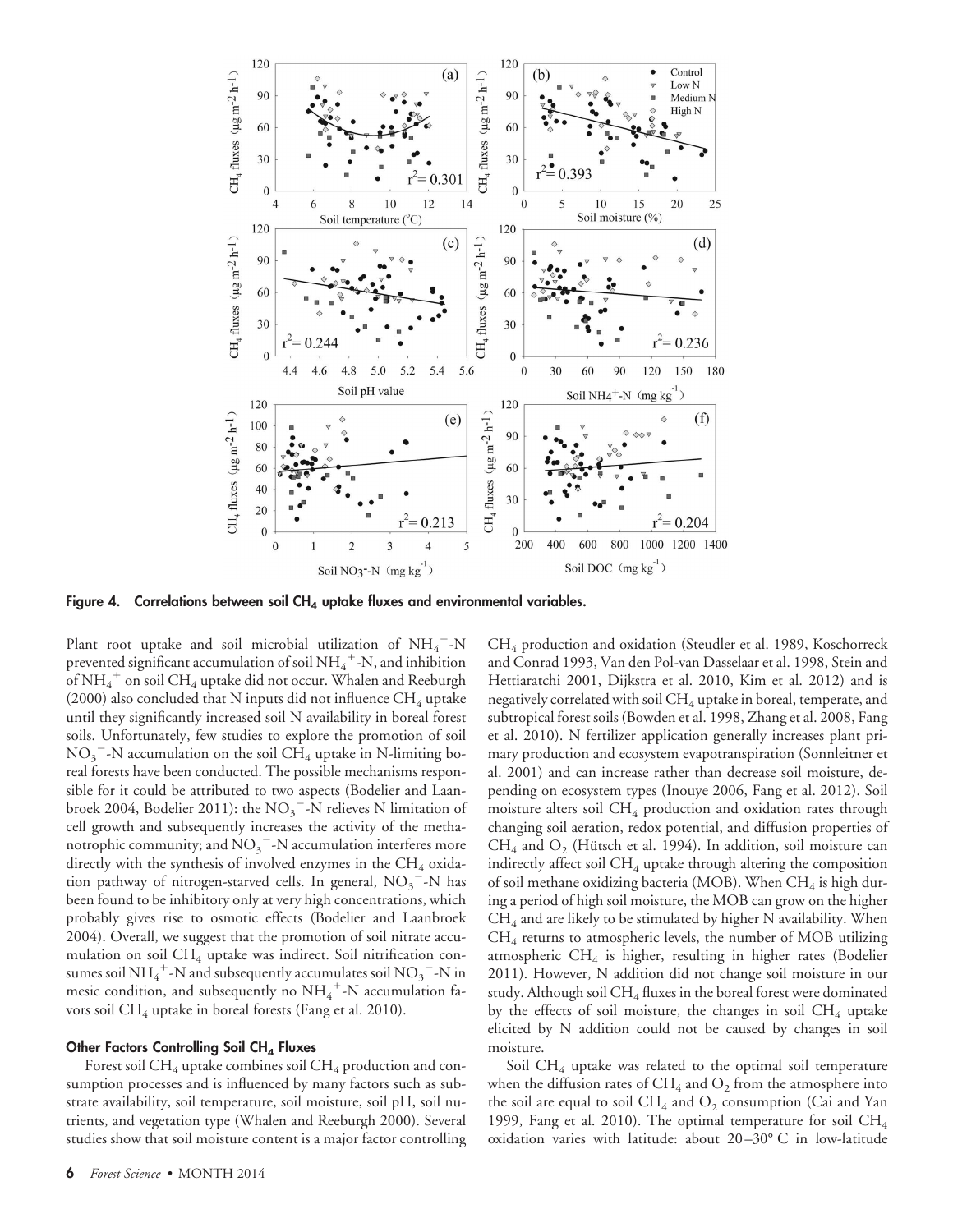Figure 4. Correlations between soil $CH_4$ uptake fluxes and environmental variables.

Plant root uptake and soil microbial utilization of $NH_4^+$-N prevented significant accumulation of soil $NH_4^+$-N, and inhibition of $NH_4^+$ on soil $CH_4$ uptake did not occur. Whalen and Reeburgh (2000) also concluded that N inputs did not influence $CH_4$ uptake until they significantly increased soil N availability in boreal forest soils. Unfortunately, few studies to explore the promotion of soil $NO_3^-$-N accumulation on the soil $CH_4$ uptake in N-limiting boreal forests have been conducted. The possible mechanisms responsible for it could be attributed to two aspects (Bodelier and Laanbroek 2004, Bodelier 2011): the $NO_3^-$-N relieves N limitation of cell growth and subsequently increases the activity of the methanotrophic community; and $NO_3^-$-N accumulation interferes more directly with the synthesis of involved enzymes in the $CH_4$ oxidation pathway of nitrogen-starved cells. In general, $NO_3^-$-N has been found to be inhibitory only at very high concentrations, which probably gives rise to osmotic effects (Bodelier and Laanbroek 2004). Overall, we suggest that the promotion of soil nitrate accumulation on soil $CH_4$ uptake was indirect. Soil nitrification consumes soil $NH_4^+$-N and subsequently accumulates soil $NO_3^-$-N in mesic condition, and subsequently no $NH_4^+$-N accumulation favors soil $CH_4$ uptake in boreal forests (Fang et al. 2010).

### Other Factors Controlling Soil $CH_4$ Fluxes

Forest soil $CH_4$ uptake combines soil $CH_4$ production and consumption processes and is influenced by many factors such as substrate availability, soil temperature, soil moisture, soil pH, soil nutrients, and vegetation type (Whalen and Reeburgh 2000). Several studies show that soil moisture content is a major factor controlling $CH_4$ production and oxidation (Steudler et al. 1989, Koschorreck and Conrad 1993, Van den Pol-van Dasselaar et al. 1998, Stein and Hettiaratchi 2001, Dijkstra et al. 2010, Kim et al. 2012) and is negatively correlated with soil $CH_4$ uptake in boreal, temperate, and subtropical forest soils (Bowden et al. 1998, Zhang et al. 2008, Fang et al. 2010). N fertilizer application generally increases plant primary production and ecosystem evapotranspiration (Sonnleitner et al. 2001) and can increase rather than decrease soil moisture, depending on ecosystem types (Inouye 2006, Fang et al. 2012). Soil moisture alters soil $CH_4$ production and oxidation rates through changing soil aeration, redox potential, and diffusion properties of $CH_4$ and $O_2$ (Hütsch et al. 1994). In addition, soil moisture can indirectly affect soil $CH_4$ uptake through altering the composition of soil methane oxidizing bacteria (MOB). When $CH_4$ is high during a period of high soil moisture, the MOB can grow on the higher $CH_4$ and are likely to be stimulated by higher N availability. When $CH_4$ returns to atmospheric levels, the number of MOB utilizing atmospheric $CH_4$ is higher, resulting in higher rates (Bodelier 2011). However, N addition did not change soil moisture in our study. Although soil $CH_4$ fluxes in the boreal forest were dominated by the effects of soil moisture, the changes in soil $CH_4$ uptake elicited by N addition could not be caused by changes in soil moisture.

Soil $CH_4$ uptake was related to the optimal soil temperature when the diffusion rates of $CH_4$ and $O_2$ from the atmosphere into the soil are equal to soil $CH_4$ and $O_2$ consumption (Cai and Yan 1999, Fang et al. 2010). The optimal temperature for soil $CH_4$ oxidation varies with latitude: about 20–30° C in low-latitude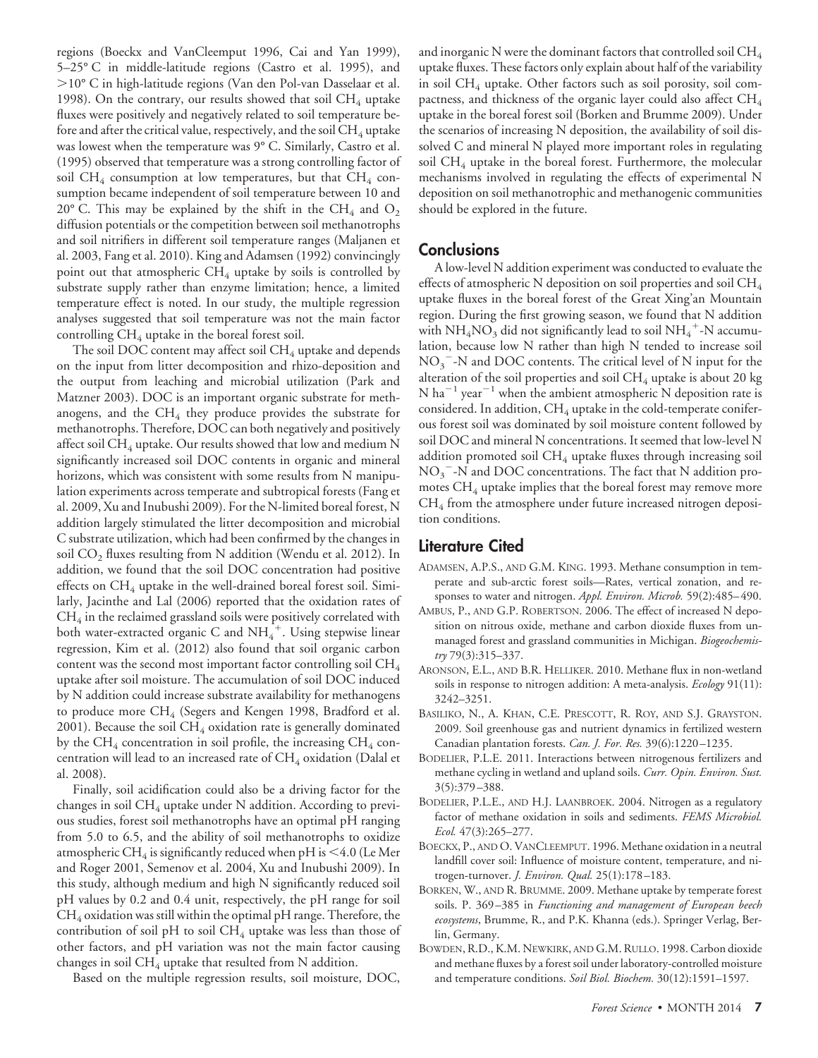regions (Boeckx and VanCleemput 1996, Cai and Yan 1999), 5–25° C in middle-latitude regions (Castro et al. 1995), and >10° C in high-latitude regions (Van den Pol-van Dasselaar et al. 1998). On the contrary, our results showed that soil $CH_4$ uptake fluxes were positively and negatively related to soil temperature before and after the critical value, respectively, and the soil $CH_4$ uptake was lowest when the temperature was 9° C. Similarly, Castro et al. (1995) observed that temperature was a strong controlling factor of soil $CH_4$ consumption at low temperatures, but that $CH_4$ consumption became independent of soil temperature between 10 and 20° C. This may be explained by the shift in the $CH_4$ and $O_2$ diffusion potentials or the competition between soil methanotrophs and soil nitrifiers in different soil temperature ranges (Maljanen et al. 2003, Fang et al. 2010). King and Adamsen (1992) convincingly point out that atmospheric $CH_4$ uptake by soils is controlled by substrate supply rather than enzyme limitation; hence, a limited temperature effect is noted. In our study, the multiple regression analyses suggested that soil temperature was not the main factor controlling $CH_4$ uptake in the boreal forest soil.

The soil DOC content may affect soil $CH_4$ uptake and depends on the input from litter decomposition and rhizo-deposition and the output from leaching and microbial utilization (Park and Matzner 2003). DOC is an important organic substrate for methanogens, and the $CH_4$ they produce provides the substrate for methanotrophs. Therefore, DOC can both negatively and positively affect soil $CH_4$ uptake. Our results showed that low and medium N significantly increased soil DOC contents in organic and mineral horizons, which was consistent with some results from N manipulation experiments across temperate and subtropical forests (Fang et al. 2009, Xu and Inubushi 2009). For the N-limited boreal forest, N addition largely stimulated the litter decomposition and microbial C substrate utilization, which had been confirmed by the changes in soil $CO_2$ fluxes resulting from N addition (Wendu et al. 2012). In addition, we found that the soil DOC concentration had positive effects on $CH_4$ uptake in the well-drained boreal forest soil. Similarly, Jacinthe and Lal (2006) reported that the oxidation rates of $CH_4$ in the reclaimed grassland soils were positively correlated with both water-extracted organic C and $NH_4^+$. Using stepwise linear regression, Kim et al. (2012) also found that soil organic carbon content was the second most important factor controlling soil $CH_4$ uptake after soil moisture. The accumulation of soil DOC induced by N addition could increase substrate availability for methanogens to produce more $CH_4$ (Segers and Kengen 1998, Bradford et al. 2001). Because the soil $CH_4$ oxidation rate is generally dominated by the $CH_4$ concentration in soil profile, the increasing $CH_4$ concentration will lead to an increased rate of $CH_4$ oxidation (Dalal et al. 2008).

Finally, soil acidification could also be a driving factor for the changes in soil $CH_4$ uptake under N addition. According to previous studies, forest soil methanotrophs have an optimal pH ranging from 5.0 to 6.5, and the ability of soil methanotrophs to oxidize atmospheric $CH_4$ is significantly reduced when pH is <4.0 (Le Mer and Roger 2001, Semenov et al. 2004, Xu and Inubushi 2009). In this study, although medium and high N significantly reduced soil pH values by 0.2 and 0.4 unit, respectively, the pH range for soil $CH_4$ oxidation was still within the optimal pH range. Therefore, the contribution of soil pH to soil $CH_4$ uptake was less than those of other factors, and pH variation was not the main factor causing changes in soil $CH_4$ uptake that resulted from N addition.

Based on the multiple regression results, soil moisture, DOC, and inorganic N were the dominant factors that controlled soil $CH_4$ uptake fluxes. These factors only explain about half of the variability in soil $CH_4$ uptake. Other factors such as soil porosity, soil compactness, and thickness of the organic layer could also affect $CH_4$ uptake in the boreal forest soil (Borken and Brumme 2009). Under the scenarios of increasing N deposition, the availability of soil dissolved C and mineral N played more important roles in regulating soil $CH_4$ uptake in the boreal forest. Furthermore, the molecular mechanisms involved in regulating the effects of experimental N deposition on soil methanotrophic and methanogenic communities should be explored in the future.

## Conclusions

A low-level N addition experiment was conducted to evaluate the effects of atmospheric N deposition on soil properties and soil $CH_4$ uptake fluxes in the boreal forest of the Great Xing'an Mountain region. During the first growing season, we found that N addition with $NH_4NO_3$ did not significantly lead to soil $NH_4^+$-N accumulation, because low N rather than high N tended to increase soil $NO_3^-$-N and DOC contents. The critical level of N input for the alteration of the soil properties and soil $CH_4$ uptake is about 20 kg N $ha^{-1}$ $year^{-1}$ when the ambient atmospheric N deposition rate is considered. In addition, $CH_4$ uptake in the cold-temperate coniferous forest soil was dominated by soil moisture content followed by soil DOC and mineral N concentrations. It seemed that low-level N addition promoted soil $CH_4$ uptake fluxes through increasing soil $NO_3^-$-N and DOC concentrations. The fact that N addition promotes $CH_4$ uptake implies that the boreal forest may remove more $CH_4$ from the atmosphere under future increased nitrogen deposition conditions.

## Literature Cited

ADAMSEN, A.P.S., AND G.M. KING. 1993. Methane consumption in temperate and sub-arctic forest soils—Rates, vertical zonation, and responses to water and nitrogen. *Appl. Environ. Microb.* 59(2):485–490.

AMBUS, P., AND G.P. ROBERTSON. 2006. The effect of increased N deposition on nitrous oxide, methane and carbon dioxide fluxes from unmanaged forest and grassland communities in Michigan. *Biogeochemistry* 79(3):315–337.

ARONSON, E.L., AND B.R. HELLIKER. 2010. Methane flux in non-wetland soils in response to nitrogen addition: A meta-analysis. *Ecology* 91(11): 3242–3251.

BASILIKO, N., A. KHAN, C.E. PRESCOTT, R. ROY, AND S.J. GRAYSTON. 2009. Soil greenhouse gas and nutrient dynamics in fertilized western Canadian plantation forests. *Can. J. For. Res.* 39(6):1220–1235.

BODELIER, P.L.E. 2011. Interactions between nitrogenous fertilizers and methane cycling in wetland and upland soils. *Curr. Opin. Environ. Sust.* 3(5):379–388.

BODELIER, P.L.E., AND H.J. LAANBROEK. 2004. Nitrogen as a regulatory factor of methane oxidation in soils and sediments. *FEMS Microbiol. Ecol.* 47(3):265–277.

BOECKX, P., AND O. VANCLEEMPUT. 1996. Methane oxidation in a neutral landfill cover soil: Influence of moisture content, temperature, and nitrogen-turnover. *J. Environ. Qual.* 25(1):178–183.

BORKEN, W., AND R. BRUMME. 2009. Methane uptake by temperate forest soils. P. 369–385 in *Functioning and management of European beech ecosystems*, Brumme, R., and P.K. Khanna (eds.). Springer Verlag, Berlin, Germany.

BOWDEN, R.D., K.M. NEWKIRK, AND G.M. RULLO. 1998. Carbon dioxide and methane fluxes by a forest soil under laboratory-controlled moisture and temperature conditions. *Soil Biol. Biochem.* 30(12):1591–1597.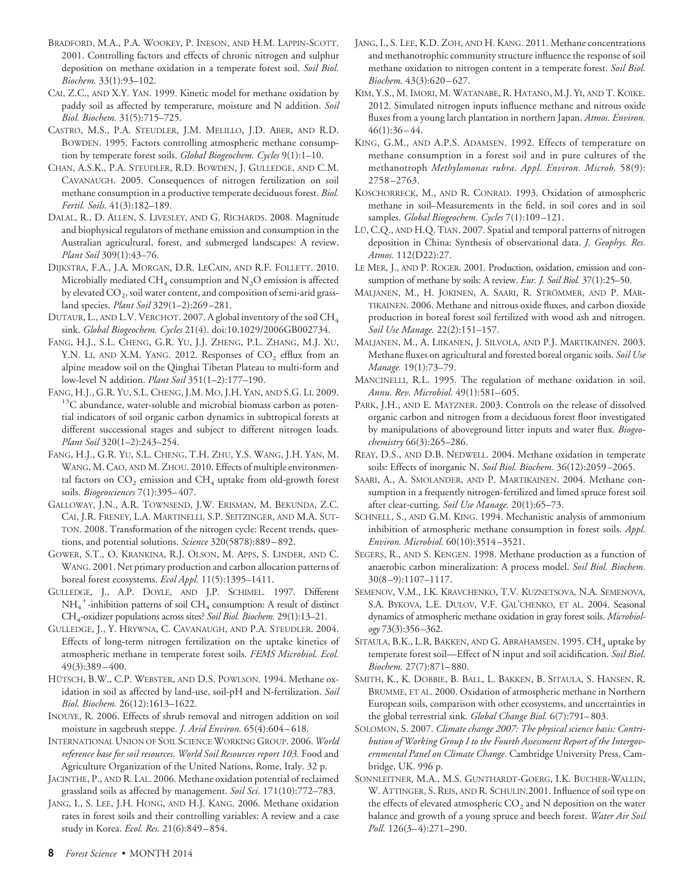Bradford, M.A., P.A. Wookey, P. Ineson, and H.M. Lappin-Scott. 2001. Controlling factors and effects of chronic nitrogen and sulphur deposition on methane oxidation in a temperate forest soil. *Soil Biol. Biochem.* 33(1):93–102.

Cai, Z.C., and X.Y. Yan. 1999. Kinetic model for methane oxidation by paddy soil as affected by temperature, moisture and N addition. *Soil Biol. Biochem.* 31(5):715–725.

Castro, M.S., P.A. Steudler, J.M. Melillo, J.D. Aber, and R.D. Bowden. 1995. Factors controlling atmospheric methane consumption by temperate forest soils. *Global Biogeochem. Cycles* 9(1):1–10.

Chan, A.S.K., P.A. Steudler, R.D. Bowden, J. Gulledge, and C.M. Cavanaugh. 2005. Consequences of nitrogen fertilization on soil methane consumption in a productive temperate deciduous forest. *Biol. Fertil. Soils.* 41(3):182–189.

Dalal, R., D. Allen, S. Livesley, and G. Richards. 2008. Magnitude and biophysical regulators of methane emission and consumption in the Australian agricultural, forest, and submerged landscapes: A review. *Plant Soil* 309(1):43–76.

Dijkstra, F.A., J.A. Morgan, D.R. LeCain, and R.F. Follett. 2010. Microbially mediated $CH_4$ consumption and $N_2O$ emission is affected by elevated $CO_2$, soil water content, and composition of semi-arid grassland species. *Plant Soil* 329(1–2):269–281.

Dutaur, L., and L.V. Verchot. 2007. A global inventory of the soil $CH_4$ sink. *Global Biogeochem. Cycles* 21(4). doi:10.1029/2006GB002734.

Fang, H.J., S.L. Cheng, G.R. Yu, J.J. Zheng, P.L. Zhang, M.J. Xu, Y.N. Li, and X.M. Yang. 2012. Responses of $CO_2$ efflux from an alpine meadow soil on the Qinghai Tibetan Plateau to multi-form and low-level N addition. *Plant Soil* 351(1–2):177–190.

Fang, H.J., G.R. Yu, S.L. Cheng, J.M. Mo, J.H. Yan, and S.G. Li. 2009. $^{13}C$ abundance, water-soluble and microbial biomass carbon as potential indicators of soil organic carbon dynamics in subtropical forests at different successional stages and subject to different nitrogen loads. *Plant Soil* 320(1–2):243–254.

Fang, H.J., G.R. Yu, S.L. Cheng, T.H. Zhu, Y.S. Wang, J.H. Yan, M. Wang, M. Cao, and M. Zhou. 2010. Effects of multiple environmental factors on $CO_2$ emission and $CH_4$ uptake from old-growth forest soils. *Biogeosciences* 7(1):395–407.

Galloway, J.N., A.R. Townsend, J.W. Erisman, M. Bekunda, Z.C. Cai, J.R. Freney, L.A. Martinelli, S.P. Seitzinger, and M.A. Sutton. 2008. Transformation of the nitrogen cycle: Recent trends, questions, and potential solutions. *Science* 320(5878):889–892.

Gower, S.T., O. Krankina, R.J. Olson, M. Apps, S. Linder, and C. Wang. 2001. Net primary production and carbon allocation patterns of boreal forest ecosystems. *Ecol Appl.* 11(5):1395–1411.

Gulledge, J., A.P. Doyle, and J.P. Schimel. 1997. Different $NH_4^+$-inhibition patterns of soil $CH_4$ consumption: A result of distinct $CH_4$-oxidizer populations across sites? *Soil Biol. Biochem.* 29(1):13–21.

Gulledge, J., Y. Hrywna, C. Cavanaugh, and P.A. Steudler. 2004. Effects of long-term nitrogen fertilization on the uptake kinetics of atmospheric methane in temperate forest soils. *FEMS Microbiol. Ecol.* 49(3):389–400.

Hütsch, B.W., C.P. Webster, and D.S. Powlson. 1994. Methane oxidation in soil as affected by land-use, soil-pH and N-fertilization. *Soil Biol. Biochem.* 26(12):1613–1622.

Inouye, R. 2006. Effects of shrub removal and nitrogen addition on soil moisture in sagebrush steppe. *J. Arid Environ.* 65(4):604–618.

International Union of Soil Science Working Group. 2006. *World reference base for soil resources. World Soil Resources report 103.* Food and Agriculture Organization of the United Nations, Rome, Italy. 32 p.

Jacinthe, P., and R. Lal. 2006. Methane oxidation potential of reclaimed grassland soils as affected by management. *Soil Sci.* 171(10):772–783.

Jang, I., S. Lee, J.H. Hong, and H.J. Kang. 2006. Methane oxidation rates in forest soils and their controlling variables: A review and a case study in Korea. *Ecol. Res.* 21(6):849–854.

Jang, I., S. Lee, K.D. Zoh, and H. Kang. 2011. Methane concentrations and methanotrophic community structure influence the response of soil methane oxidation to nitrogen content in a temperate forest. *Soil Biol. Biochem.* 43(3):620–627.

Kim, Y.S., M. Imori, M. Watanabe, R. Hatano, M.J. Yi, and T. Koike. 2012. Simulated nitrogen inputs influence methane and nitrous oxide fluxes from a young larch plantation in northern Japan. *Atmos. Environ.* 46(1):36–44.

King, G.M., and A.P.S. Adamsen. 1992. Effects of temperature on methane consumption in a forest soil and in pure cultures of the methanotroph *Methylomonas rubra*. *Appl. Environ. Microb.* 58(9): 2758–2763.

Koschorreck, M., and R. Conrad. 1993. Oxidation of atmospheric methane in soil–Measurements in the field, in soil cores and in soil samples. *Global Biogeochem. Cycles* 7(1):109–121.

Lü, C.Q., and H.Q. Tian. 2007. Spatial and temporal patterns of nitrogen deposition in China: Synthesis of observational data. *J. Geophys. Res. Atmos.* 112(D22):27.

Le Mer, J., and P. Roger. 2001. Production, oxidation, emission and consumption of methane by soils: A review. *Eur. J. Soil Biol.* 37(1):25–50.

Maljanen, M., H. Jokinen, A. Saari, R. Strömmer, and P. Martikainen. 2006. Methane and nitrous oxide fluxes, and carbon dioxide production in boreal forest soil fertilized with wood ash and nitrogen. *Soil Use Manage.* 22(2):151–157.

Maljanen, M., A. Liikanen, J. Silvola, and P.J. Martikainen. 2003. Methane fluxes on agricultural and forested boreal organic soils. *Soil Use Manage.* 19(1):73–79.

Mancinelli, R.L. 1995. The regulation of methane oxidation in soil. *Annu. Rev. Microbiol.* 49(1):581–605.

Park, J.H., and E. Matzner. 2003. Controls on the release of dissolved organic carbon and nitrogen from a deciduous forest floor investigated by manipulations of aboveground litter inputs and water flux. *Biogeochemistry* 66(3):265–286.

Reay, D.S., and D.B. Nedwell. 2004. Methane oxidation in temperate soils: Effects of inorganic N. *Soil Biol. Biochem.* 36(12):2059–2065.

Saari, A., A. Smolander, and P. Martikainen. 2004. Methane consumption in a frequently nitrogen-fertilized and limed spruce forest soil after clear-cutting. *Soil Use Manage.* 20(1):65–73.

Schnell, S., and G.M. King. 1994. Mechanistic analysis of ammonium inhibition of atmospheric methane consumption in forest soils. *Appl. Environ. Microbiol.* 60(10):3514–3521.

Segers, R., and S. Kengen. 1998. Methane production as a function of anaerobic carbon mineralization: A process model. *Soil Biol. Biochem.* 30(8–9):1107–1117.

Semenov, V.M., I.K. Kravchenko, T.V. Kuznetsova, N.A. Semenova, S.A. Bykova, L.E. Dulov, V.F. Gal'chenko, et al. 2004. Seasonal dynamics of atmospheric methane oxidation in gray forest soils. *Microbiology* 73(3):356–362.

Sitaula, B.K., L.R. Bakken, and G. Abrahamsen. 1995. $CH_4$ uptake by temperate forest soil—Effect of N input and soil acidification. *Soil Biol. Biochem.* 27(7):871–880.

Smith, K., K. Dobbie, B. Ball, L. Bakken, B. Sitaula, S. Hansen, R. Brumme, et al. 2000. Oxidation of atmospheric methane in Northern European soils, comparison with other ecosystems, and uncertainties in the global terrestrial sink. *Global Change Biol.* 6(7):791–803.

Solomon, S. 2007. *Climate change 2007: The physical science basis: Contribution of Working Group I to the Fourth Assessment Report of the Intergovernmental Panel on Climate Change.* Cambridge University Press, Cambridge, UK. 996 p.

Sonnleitner, M.A., M.S. Gunthardt-Goerg, I.K. Bucher-Wallin, W. Attinger, S. Reis, and R. Schulin. 2001. Influence of soil type on the effects of elevated atmospheric $CO_2$ and N deposition on the water balance and growth of a young spruce and beech forest. *Water Air Soil Poll.* 126(3–4):271–290.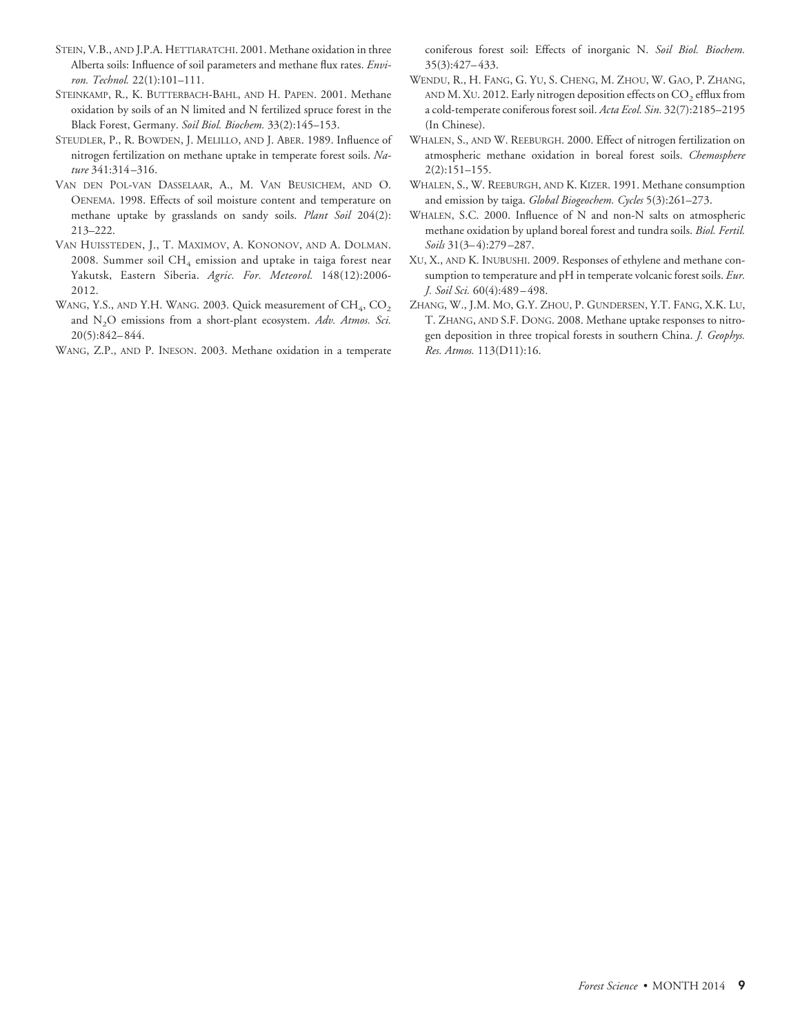STEIN, V.B., AND J.P.A. HETTIARATCHI. 2001. Methane oxidation in three Alberta soils: Influence of soil parameters and methane flux rates. *Environ. Technol.* 22(1):101–111.

STEINKAMP, R., K. BUTTERBACH-BAHL, AND H. PAPEN. 2001. Methane oxidation by soils of an N limited and N fertilized spruce forest in the Black Forest, Germany. *Soil Biol. Biochem.* 33(2):145–153.

STEUDLER, P., R. BOWDEN, J. MELILLO, AND J. ABER. 1989. Influence of nitrogen fertilization on methane uptake in temperate forest soils. *Nature* 341:314–316.

VAN DEN POL-VAN DASSELAAR, A., M. VAN BEUSICHEM, AND O. OENEMA. 1998. Effects of soil moisture content and temperature on methane uptake by grasslands on sandy soils. *Plant Soil* 204(2): 213–222.

VAN HUISSTEDEN, J., T. MAXIMOV, A. KONONOV, AND A. DOLMAN. 2008. Summer soil $CH_4$ emission and uptake in taiga forest near Yakutsk, Eastern Siberia. *Agric. For. Meteorol.* 148(12):2006-2012.

WANG, Y.S., AND Y.H. WANG. 2003. Quick measurement of $CH_4$, $CO_2$ and $N_2O$ emissions from a short-plant ecosystem. *Adv. Atmos. Sci.* 20(5):842–844.

WANG, Z.P., AND P. INESON. 2003. Methane oxidation in a temperate coniferous forest soil: Effects of inorganic N. *Soil Biol. Biochem.* 35(3):427–433.

WENDU, R., H. FANG, G. YU, S. CHENG, M. ZHOU, W. GAO, P. ZHANG, AND M. XU. 2012. Early nitrogen deposition effects on $CO_2$ efflux from a cold-temperate coniferous forest soil. *Acta Ecol. Sin.* 32(7):2185–2195 (In Chinese).

WHALEN, S., AND W. REEBURGH. 2000. Effect of nitrogen fertilization on atmospheric methane oxidation in boreal forest soils. *Chemosphere* 2(2):151–155.

WHALEN, S., W. REEBURGH, AND K. KIZER. 1991. Methane consumption and emission by taiga. *Global Biogeochem. Cycles* 5(3):261–273.

WHALEN, S.C. 2000. Influence of N and non-N salts on atmospheric methane oxidation by upland boreal forest and tundra soils. *Biol. Fertil. Soils* 31(3–4):279–287.

XU, X., AND K. INUBUSHI. 2009. Responses of ethylene and methane consumption to temperature and pH in temperate volcanic forest soils. *Eur. J. Soil Sci.* 60(4):489–498.

ZHANG, W., J.M. MO, G.Y. ZHOU, P. GUNDERSEN, Y.T. FANG, X.K. LU, T. ZHANG, AND S.F. DONG. 2008. Methane uptake responses to nitrogen deposition in three tropical forests in southern China. *J. Geophys. Res. Atmos.* 113(D11):16.